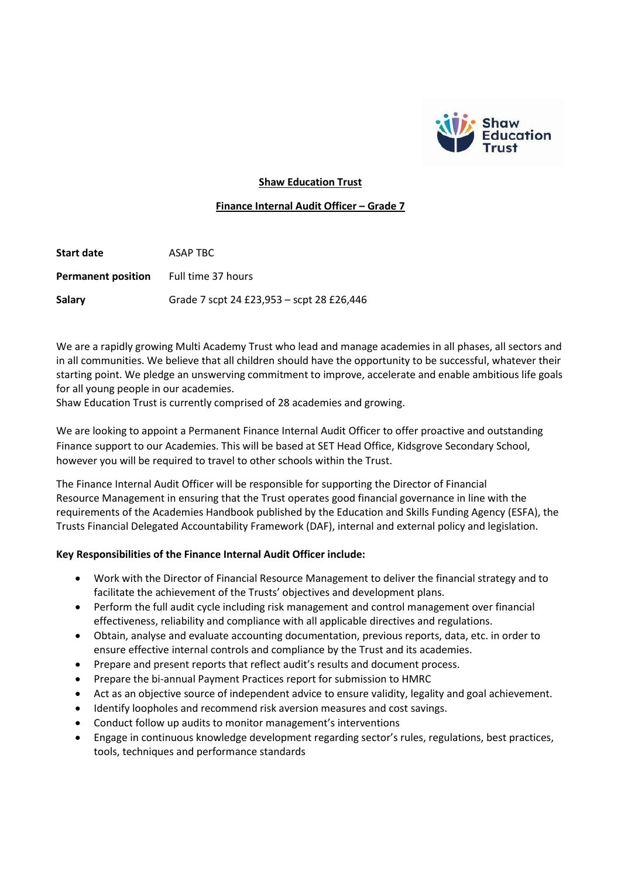**Shaw Education Trust**

**Finance Internal Audit Officer – Grade 7**

| | |
|---|---|
| **Start date** | ASAP TBC |
| **Permanent position** | Full time 37 hours |
| **Salary** | Grade 7 scpt 24 £23,953 – scpt 28 £26,446 |

We are a rapidly growing Multi Academy Trust who lead and manage academies in all phases, all sectors and in all communities. We believe that all children should have the opportunity to be successful, whatever their starting point. We pledge an unswerving commitment to improve, accelerate and enable ambitious life goals for all young people in our academies.
Shaw Education Trust is currently comprised of 28 academies and growing.

We are looking to appoint a Permanent Finance Internal Audit Officer to offer proactive and outstanding Finance support to our Academies. This will be based at SET Head Office, Kidsgrove Secondary School, however you will be required to travel to other schools within the Trust.

The Finance Internal Audit Officer will be responsible for supporting the Director of Financial Resource Management in ensuring that the Trust operates good financial governance in line with the requirements of the Academies Handbook published by the Education and Skills Funding Agency (ESFA), the Trusts Financial Delegated Accountability Framework (DAF), internal and external policy and legislation.

**Key Responsibilities of the Finance Internal Audit Officer include:**

- Work with the Director of Financial Resource Management to deliver the financial strategy and to facilitate the achievement of the Trusts' objectives and development plans.
- Perform the full audit cycle including risk management and control management over financial effectiveness, reliability and compliance with all applicable directives and regulations.
- Obtain, analyse and evaluate accounting documentation, previous reports, data, etc. in order to ensure effective internal controls and compliance by the Trust and its academies.
- Prepare and present reports that reflect audit's results and document process.
- Prepare the bi-annual Payment Practices report for submission to HMRC
- Act as an objective source of independent advice to ensure validity, legality and goal achievement.
- Identify loopholes and recommend risk aversion measures and cost savings.
- Conduct follow up audits to monitor management's interventions
- Engage in continuous knowledge development regarding sector's rules, regulations, best practices, tools, techniques and performance standards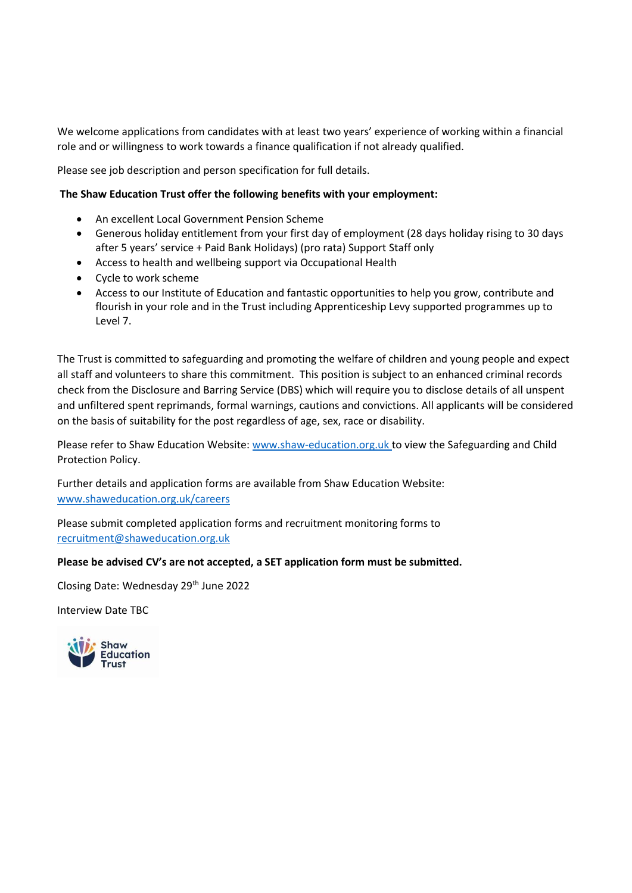We welcome applications from candidates with at least two years' experience of working within a financial role and or willingness to work towards a finance qualification if not already qualified.

Please see job description and person specification for full details.

**The Shaw Education Trust offer the following benefits with your employment:**

- An excellent Local Government Pension Scheme
- Generous holiday entitlement from your first day of employment (28 days holiday rising to 30 days after 5 years' service + Paid Bank Holidays) (pro rata) Support Staff only
- Access to health and wellbeing support via Occupational Health
- Cycle to work scheme
- Access to our Institute of Education and fantastic opportunities to help you grow, contribute and flourish in your role and in the Trust including Apprenticeship Levy supported programmes up to Level 7.

The Trust is committed to safeguarding and promoting the welfare of children and young people and expect all staff and volunteers to share this commitment. This position is subject to an enhanced criminal records check from the Disclosure and Barring Service (DBS) which will require you to disclose details of all unspent and unfiltered spent reprimands, formal warnings, cautions and convictions. All applicants will be considered on the basis of suitability for the post regardless of age, sex, race or disability.

Please refer to Shaw Education Website: www.shaw-education.org.uk to view the Safeguarding and Child Protection Policy.

Further details and application forms are available from Shaw Education Website: www.shaweducation.org.uk/careers

Please submit completed application forms and recruitment monitoring forms to recruitment@shaweducation.org.uk

**Please be advised CV's are not accepted, a SET application form must be submitted.**

Closing Date: Wednesday 29th June 2022

Interview Date TBC

Shaw Education Trust